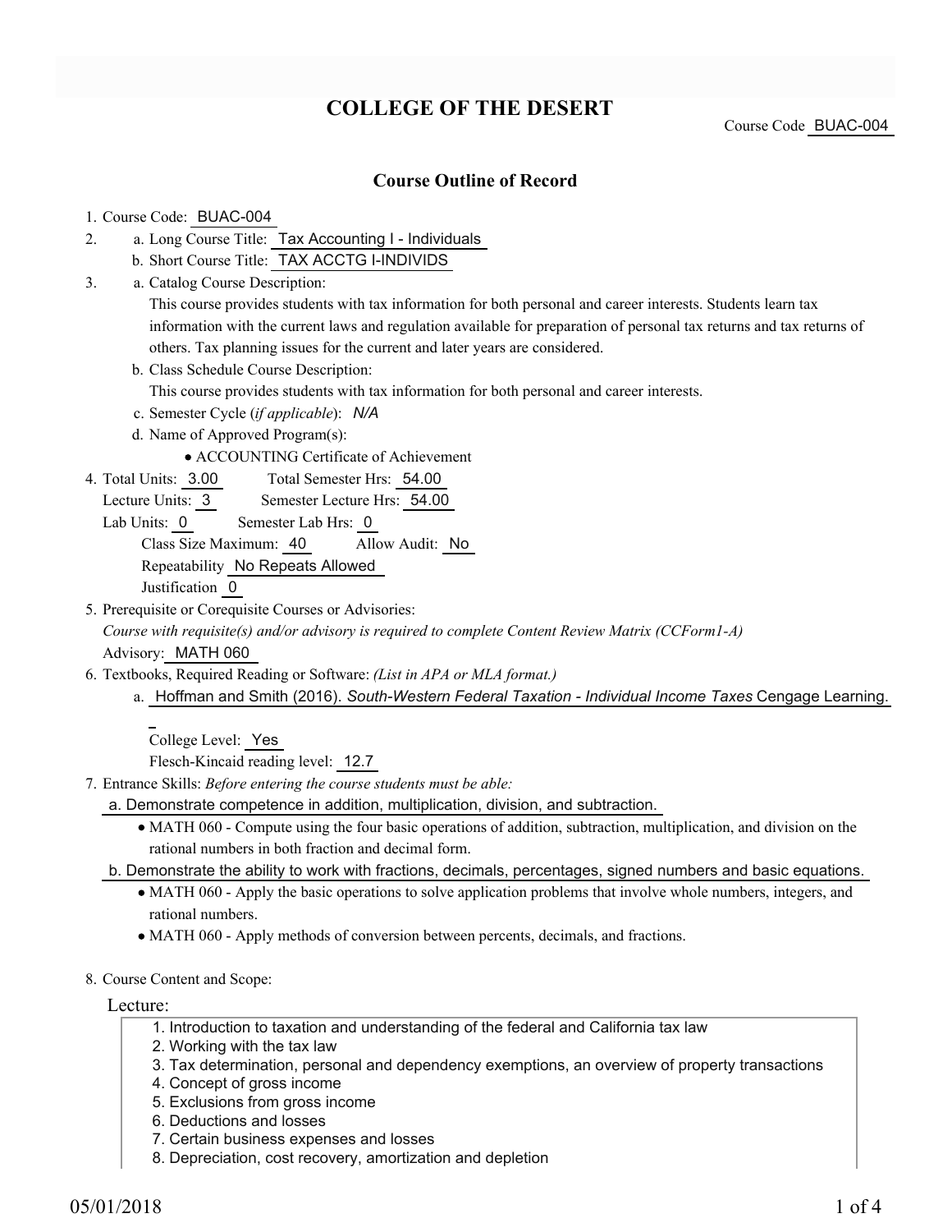# COLLEGE OF THE DESERT

Course Code BUAC-004

## Course Outline of Record

1. Course Code: BUAC-004
2. a. Long Course Title: Tax Accounting I - Individuals
   b. Short Course Title: TAX ACCTG I-INDIVIDS
3. a. Catalog Course Description:
   This course provides students with tax information for both personal and career interests. Students learn tax information with the current laws and regulation available for preparation of personal tax returns and tax returns of others. Tax planning issues for the current and later years are considered.
   b. Class Schedule Course Description:
   This course provides students with tax information for both personal and career interests.
   c. Semester Cycle (*if applicable*): *N/A*
   d. Name of Approved Program(s):
      - ACCOUNTING Certificate of Achievement
4. Total Units: 3.00 Total Semester Hrs: 54.00
   Lecture Units: 3 Semester Lecture Hrs: 54.00
   Lab Units: 0 Semester Lab Hrs: 0
   Class Size Maximum: 40 Allow Audit: No
   Repeatability No Repeats Allowed
   Justification 0
5. Prerequisite or Corequisite Courses or Advisories:
   *Course with requisite(s) and/or advisory is required to complete Content Review Matrix (CCForm1-A)*
   Advisory: MATH 060
6. Textbooks, Required Reading or Software: *(List in APA or MLA format.)*
   a. Hoffman and Smith (2016). *South-Western Federal Taxation - Individual Income Taxes* Cengage Learning.
   
   College Level: Yes
   Flesch-Kincaid reading level: 12.7
7. Entrance Skills: *Before entering the course students must be able:*
   a. Demonstrate competence in addition, multiplication, division, and subtraction.
      - MATH 060 - Compute using the four basic operations of addition, subtraction, multiplication, and division on the rational numbers in both fraction and decimal form.
   
   b. Demonstrate the ability to work with fractions, decimals, percentages, signed numbers and basic equations.
      - MATH 060 - Apply the basic operations to solve application problems that involve whole numbers, integers, and rational numbers.
      - MATH 060 - Apply methods of conversion between percents, decimals, and fractions.
8. Course Content and Scope:

Lecture:

1. Introduction to taxation and understanding of the federal and California tax law
2. Working with the tax law
3. Tax determination, personal and dependency exemptions, an overview of property transactions
4. Concept of gross income
5. Exclusions from gross income
6. Deductions and losses
7. Certain business expenses and losses
8. Depreciation, cost recovery, amortization and depletion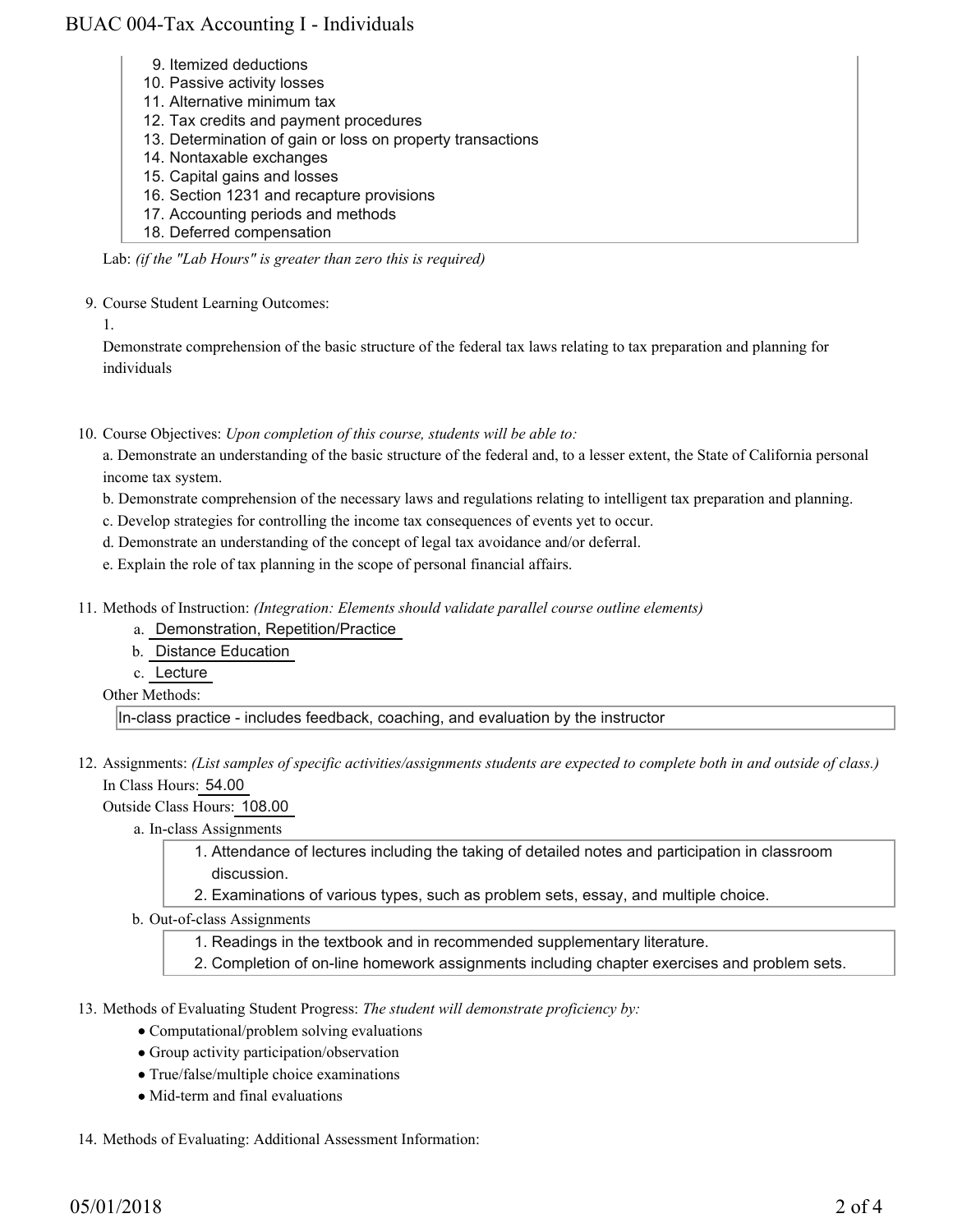9. Itemized deductions
10. Passive activity losses
11. Alternative minimum tax
12. Tax credits and payment procedures
13. Determination of gain or loss on property transactions
14. Nontaxable exchanges
15. Capital gains and losses
16. Section 1231 and recapture provisions
17. Accounting periods and methods
18. Deferred compensation

Lab: *(if the "Lab Hours" is greater than zero this is required)*

9. Course Student Learning Outcomes:

   1.

   Demonstrate comprehension of the basic structure of the federal tax laws relating to tax preparation and planning for individuals

10. Course Objectives: *Upon completion of this course, students will be able to:*

    a. Demonstrate an understanding of the basic structure of the federal and, to a lesser extent, the State of California personal income tax system.

    b. Demonstrate comprehension of the necessary laws and regulations relating to intelligent tax preparation and planning.

    c. Develop strategies for controlling the income tax consequences of events yet to occur.

    d. Demonstrate an understanding of the concept of legal tax avoidance and/or deferral.

    e. Explain the role of tax planning in the scope of personal financial affairs.

11. Methods of Instruction: *(Integration: Elements should validate parallel course outline elements)*

    a. Demonstration, Repetition/Practice

    b. Distance Education

    c. Lecture

    Other Methods:

    In-class practice - includes feedback, coaching, and evaluation by the instructor

12. Assignments: *(List samples of specific activities/assignments students are expected to complete both in and outside of class.)*

    In Class Hours: 54.00

    Outside Class Hours: 108.00

    a. In-class Assignments

       1. Attendance of lectures including the taking of detailed notes and participation in classroom discussion.
       2. Examinations of various types, such as problem sets, essay, and multiple choice.

    b. Out-of-class Assignments

       1. Readings in the textbook and in recommended supplementary literature.
       2. Completion of on-line homework assignments including chapter exercises and problem sets.

13. Methods of Evaluating Student Progress: *The student will demonstrate proficiency by:*

    - Computational/problem solving evaluations
    - Group activity participation/observation
    - True/false/multiple choice examinations
    - Mid-term and final evaluations

14. Methods of Evaluating: Additional Assessment Information: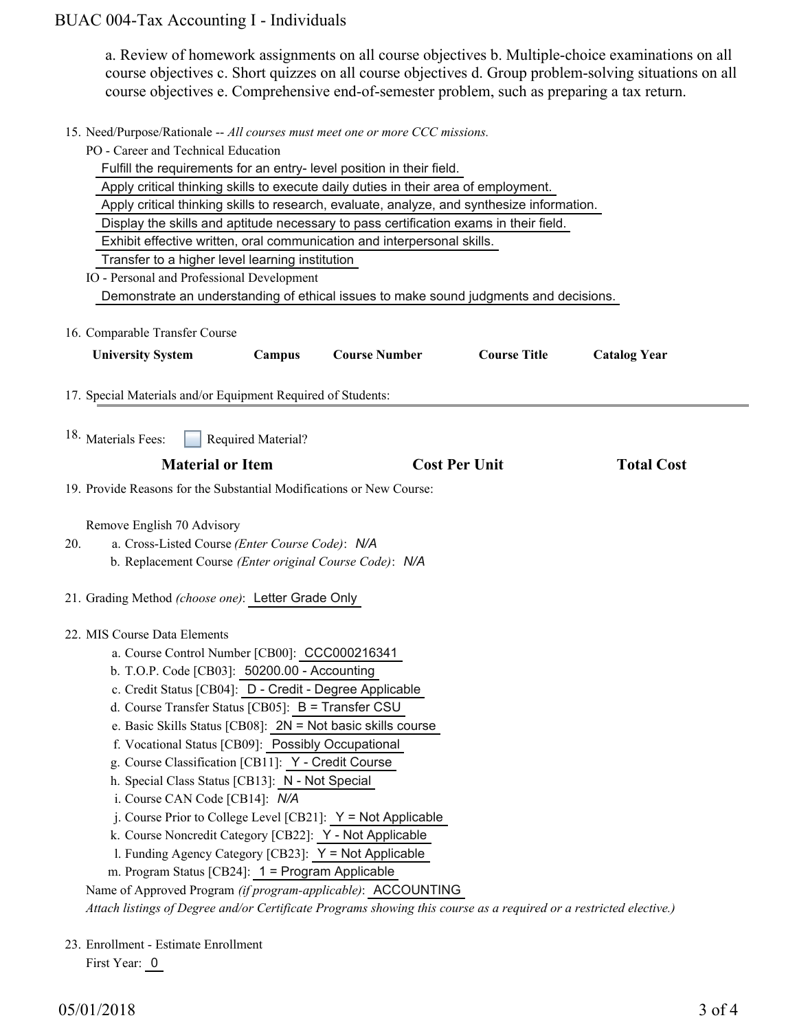a. Review of homework assignments on all course objectives b. Multiple-choice examinations on all course objectives c. Short quizzes on all course objectives d. Group problem-solving situations on all course objectives e. Comprehensive end-of-semester problem, such as preparing a tax return.

15. Need/Purpose/Rationale -- *All courses must meet one or more CCC missions.*

    PO - Career and Technical Education

    Fulfill the requirements for an entry- level position in their field.

    Apply critical thinking skills to execute daily duties in their area of employment.

    Apply critical thinking skills to research, evaluate, analyze, and synthesize information.

    Display the skills and aptitude necessary to pass certification exams in their field.

    Exhibit effective written, oral communication and interpersonal skills.

    Transfer to a higher level learning institution

    IO - Personal and Professional Development

    Demonstrate an understanding of ethical issues to make sound judgments and decisions.

16. Comparable Transfer Course

| University System | Campus | Course Number | Course Title | Catalog Year |
|---|---|---|---|---|

17. Special Materials and/or Equipment Required of Students:

18. Materials Fees: ☐ Required Material?

| Material or Item | Cost Per Unit | Total Cost |
|---|---|---|

19. Provide Reasons for the Substantial Modifications or New Course:

    Remove English 70 Advisory

20. a. Cross-Listed Course *(Enter Course Code)*: *N/A*

    b. Replacement Course *(Enter original Course Code)*: *N/A*

21. Grading Method *(choose one)*: Letter Grade Only

22. MIS Course Data Elements

    a. Course Control Number [CB00]: CCC000216341

    b. T.O.P. Code [CB03]: 50200.00 - Accounting

    c. Credit Status [CB04]: D - Credit - Degree Applicable

    d. Course Transfer Status [CB05]: B = Transfer CSU

    e. Basic Skills Status [CB08]: 2N = Not basic skills course

    f. Vocational Status [CB09]: Possibly Occupational

    g. Course Classification [CB11]: Y - Credit Course

    h. Special Class Status [CB13]: N - Not Special

    i. Course CAN Code [CB14]: *N/A*

    j. Course Prior to College Level [CB21]: Y = Not Applicable

    k. Course Noncredit Category [CB22]: Y - Not Applicable

    l. Funding Agency Category [CB23]: Y = Not Applicable

    m. Program Status [CB24]: 1 = Program Applicable

    Name of Approved Program *(if program-applicable)*: ACCOUNTING

    *Attach listings of Degree and/or Certificate Programs showing this course as a required or a restricted elective.)*

23. Enrollment - Estimate Enrollment

    First Year: 0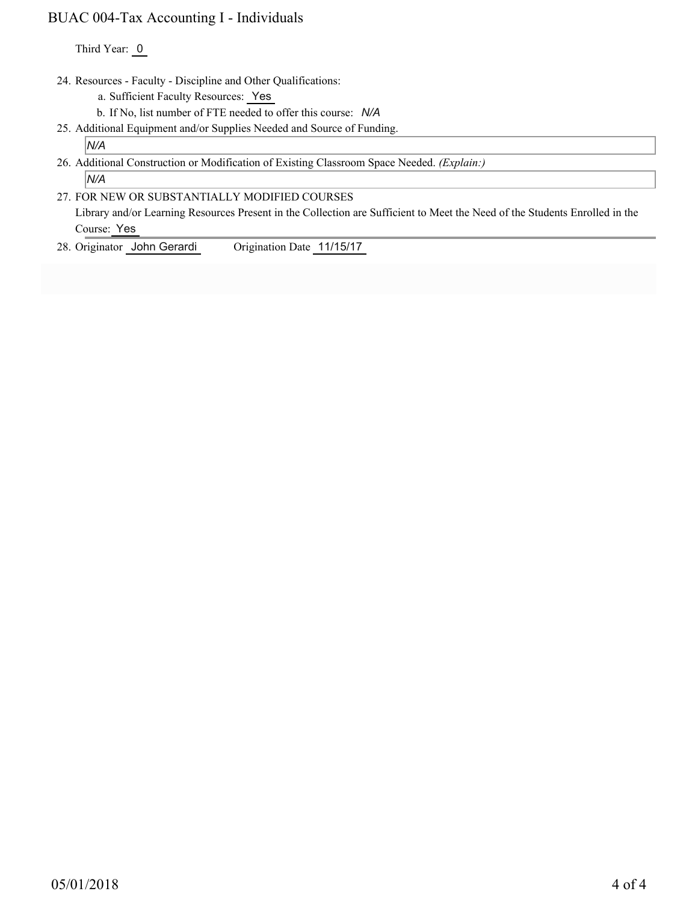Third Year: 0

24. Resources - Faculty - Discipline and Other Qualifications:
    a. Sufficient Faculty Resources: Yes
    b. If No, list number of FTE needed to offer this course: *N/A*
25. Additional Equipment and/or Supplies Needed and Source of Funding.

    *N/A*
26. Additional Construction or Modification of Existing Classroom Space Needed. *(Explain:)*

    *N/A*
27. FOR NEW OR SUBSTANTIALLY MODIFIED COURSES

    Library and/or Learning Resources Present in the Collection are Sufficient to Meet the Need of the Students Enrolled in the Course: Yes
28. Originator John Gerardi Origination Date 11/15/17